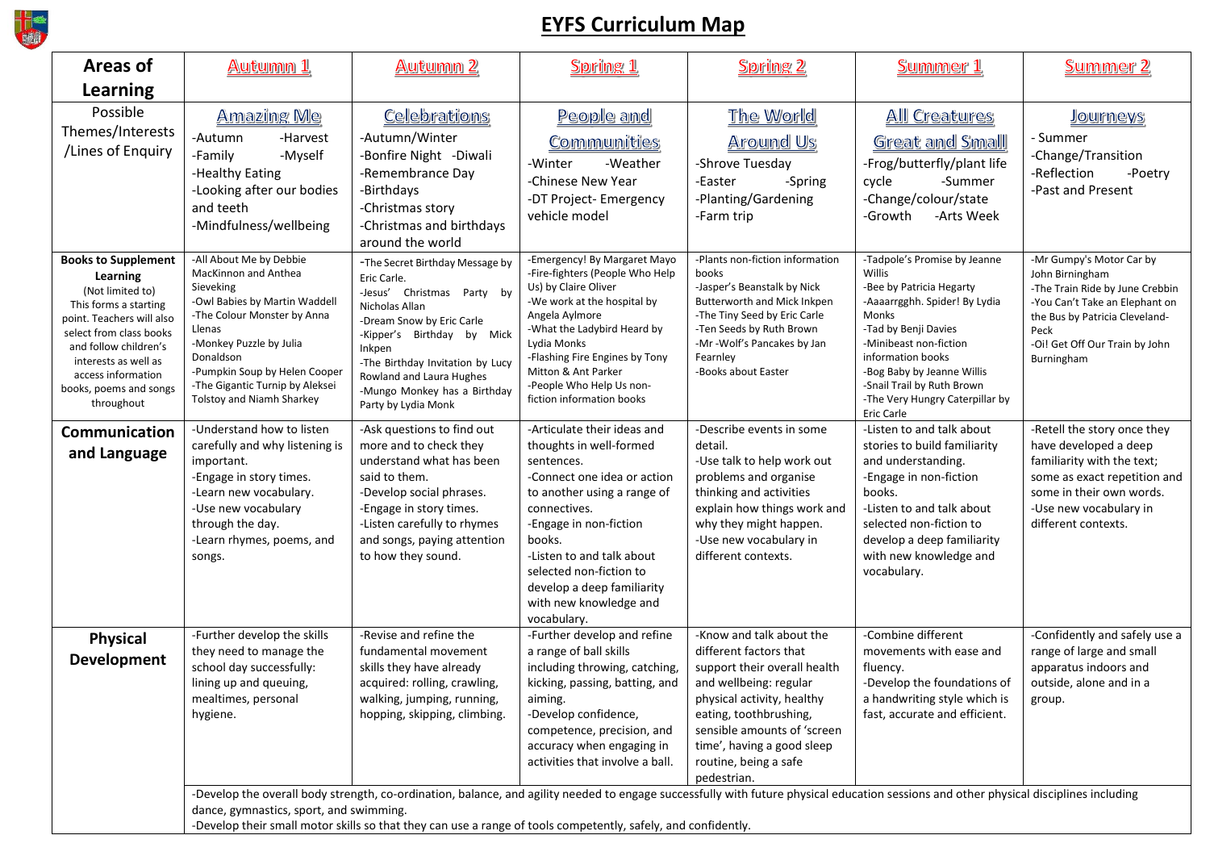# EYFS Curriculum Map

| Areas of Learning | Autumn 1 | Autumn 2 | Spring 1 | Spring 2 | Summer 1 | Summer 2 |
|---|---|---|---|---|---|---|
| Possible Themes/Interests /Lines of Enquiry | **Amazing Me**<br>-Autumn -Harvest<br>-Family -Myself<br>-Healthy Eating<br>-Looking after our bodies and teeth<br>-Mindfulness/wellbeing | **Celebrations**<br>-Autumn/Winter<br>-Bonfire Night -Diwali<br>-Remembrance Day<br>-Birthdays<br>-Christmas story<br>-Christmas and birthdays around the world | **People and Communities**<br>-Winter -Weather<br>-Chinese New Year<br>-DT Project- Emergency vehicle model | **The World Around Us**<br>-Shrove Tuesday<br>-Easter -Spring<br>-Planting/Gardening<br>-Farm trip | **All Creatures Great and Small**<br>-Frog/butterfly/plant life cycle -Summer<br>-Change/colour/state<br>-Growth -Arts Week | **Journeys**<br>- Summer<br>-Change/Transition<br>-Reflection -Poetry<br>-Past and Present |
| **Books to Supplement Learning**<br>(Not limited to)<br>This forms a starting point. Teachers will also select from class books and follow children's interests as well as access information books, poems and songs throughout | -All About Me by Debbie MacKinnon and Anthea Sieveking<br>-Owl Babies by Martin Waddell<br>-The Colour Monster by Anna Llenas<br>-Monkey Puzzle by Julia Donaldson<br>-Pumpkin Soup by Helen Cooper<br>-The Gigantic Turnip by Aleksei Tolstoy and Niamh Sharkey | -The Secret Birthday Message by Eric Carle.<br>-Jesus' Christmas Party by Nicholas Allan<br>-Dream Snow by Eric Carle<br>-Kipper's Birthday by Mick Inkpen<br>-The Birthday Invitation by Lucy Rowland and Laura Hughes<br>-Mungo Monkey has a Birthday Party by Lydia Monk | -Emergency! By Margaret Mayo<br>-Fire-fighters (People Who Help Us) by Claire Oliver<br>-We work at the hospital by Angela Aylmore<br>-What the Ladybird Heard by Lydia Monks<br>-Flashing Fire Engines by Tony Mitton & Ant Parker<br>-People Who Help Us non-fiction information books | -Plants non-fiction information books<br>-Jasper's Beanstalk by Nick Butterworth and Mick Inkpen<br>-The Tiny Seed by Eric Carle<br>-Ten Seeds by Ruth Brown<br>-Mr -Wolf's Pancakes by Jan Fearnley<br>-Books about Easter | -Tadpole's Promise by Jeanne Willis<br>-Bee by Patricia Hegarty<br>-Aaaarrgghh. Spider! By Lydia Monks<br>-Tad by Benji Davies<br>-Minibeast non-fiction information books<br>-Bog Baby by Jeanne Willis<br>-Snail Trail by Ruth Brown<br>-The Very Hungry Caterpillar by Eric Carle | -Mr Gumpy's Motor Car by John Birningham<br>-The Train Ride by June Crebbin<br>-You Can't Take an Elephant on the Bus by Patricia Cleveland-Peck<br>-Oi! Get Off Our Train by John Burningham |
| **Communication and Language** | -Understand how to listen carefully and why listening is important.<br>-Engage in story times.<br>-Learn new vocabulary.<br>-Use new vocabulary through the day.<br>-Learn rhymes, poems, and songs. | -Ask questions to find out more and to check they understand what has been said to them.<br>-Develop social phrases.<br>-Engage in story times.<br>-Listen carefully to rhymes and songs, paying attention to how they sound. | -Articulate their ideas and thoughts in well-formed sentences.<br>-Connect one idea or action to another using a range of connectives.<br>-Engage in non-fiction books.<br>-Listen to and talk about selected non-fiction to develop a deep familiarity with new knowledge and vocabulary. | -Describe events in some detail.<br>-Use talk to help work out problems and organise thinking and activities explain how things work and why they might happen.<br>-Use new vocabulary in different contexts. | -Listen to and talk about stories to build familiarity and understanding.<br>-Engage in non-fiction books.<br>-Listen to and talk about selected non-fiction to develop a deep familiarity with new knowledge and vocabulary. | -Retell the story once they have developed a deep familiarity with the text; some as exact repetition and some in their own words.<br>-Use new vocabulary in different contexts. |
| **Physical Development** | -Further develop the skills they need to manage the school day successfully: lining up and queuing, mealtimes, personal hygiene. | -Revise and refine the fundamental movement skills they have already acquired: rolling, crawling, walking, jumping, running, hopping, skipping, climbing. | -Further develop and refine a range of ball skills including throwing, catching, kicking, passing, batting, and aiming.<br>-Develop confidence, competence, precision, and accuracy when engaging in activities that involve a ball. | -Know and talk about the different factors that support their overall health and wellbeing: regular physical activity, healthy eating, toothbrushing, sensible amounts of 'screen time', having a good sleep routine, being a safe pedestrian. | -Combine different movements with ease and fluency.<br>-Develop the foundations of a handwriting style which is fast, accurate and efficient. | -Confidently and safely use a range of large and small apparatus indoors and outside, alone and in a group. |
| | -Develop the overall body strength, co-ordination, balance, and agility needed to engage successfully with future physical education sessions and other physical disciplines including dance, gymnastics, sport, and swimming.<br>-Develop their small motor skills so that they can use a range of tools competently, safely, and confidently. | | | | | |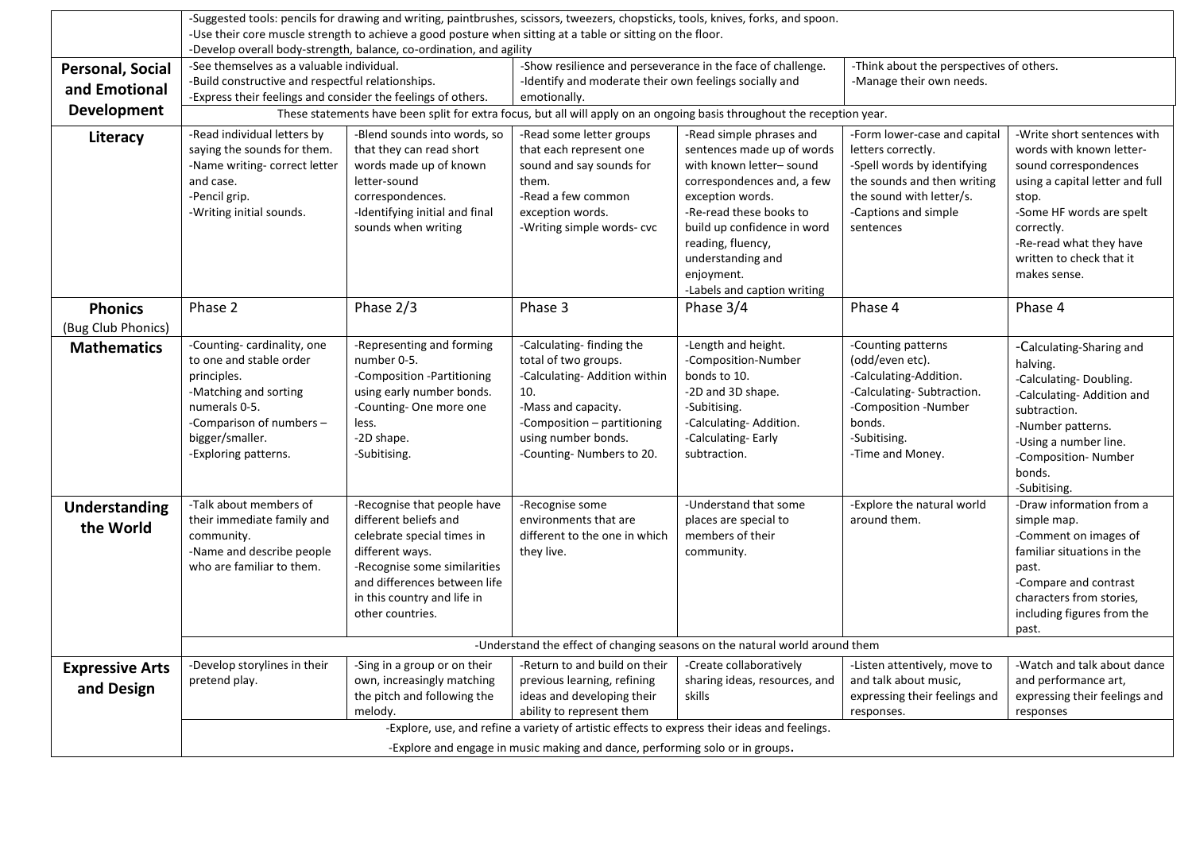| | | | | | | |
|---|---|---|---|---|---|---|
| | -Suggested tools: pencils for drawing and writing, paintbrushes, scissors, tweezers, chopsticks, tools, knives, forks, and spoon.<br>-Use their core muscle strength to achieve a good posture when sitting at a table or sitting on the floor.<br>-Develop overall body-strength, balance, co-ordination, and agility | | | | | |
| **Personal, Social and Emotional Development** | -See themselves as a valuable individual.<br>-Build constructive and respectful relationships.<br>-Express their feelings and consider the feelings of others. | | -Show resilience and perseverance in the face of challenge.<br>-Identify and moderate their own feelings socially and emotionally. | | -Think about the perspectives of others.<br>-Manage their own needs. | |
| | These statements have been split for extra focus, but all will apply on an ongoing basis throughout the reception year. | | | | | |
| **Literacy** | -Read individual letters by saying the sounds for them.<br>-Name writing- correct letter and case.<br>-Pencil grip.<br>-Writing initial sounds. | -Blend sounds into words, so that they can read short words made up of known letter-sound correspondences.<br>-Identifying initial and final sounds when writing | -Read some letter groups that each represent one sound and say sounds for them.<br>-Read a few common exception words.<br>-Writing simple words- cvc | -Read simple phrases and sentences made up of words with known letter– sound correspondences and, a few exception words.<br>-Re-read these books to build up confidence in word reading, fluency, understanding and enjoyment.<br>-Labels and caption writing | -Form lower-case and capital letters correctly.<br>-Spell words by identifying the sounds and then writing the sound with letter/s.<br>-Captions and simple sentences | -Write short sentences with words with known letter-sound correspondences using a capital letter and full stop.<br>-Some HF words are spelt correctly.<br>-Re-read what they have written to check that it makes sense. |
| **Phonics** (Bug Club Phonics) | Phase 2 | Phase 2/3 | Phase 3 | Phase 3/4 | Phase 4 | Phase 4 |
| **Mathematics** | -Counting- cardinality, one to one and stable order principles.<br>-Matching and sorting numerals 0-5.<br>-Comparison of numbers – bigger/smaller.<br>-Exploring patterns. | -Representing and forming number 0-5.<br>-Composition -Partitioning using early number bonds.<br>-Counting- One more one less.<br>-2D shape.<br>-Subitising. | -Calculating- finding the total of two groups.<br>-Calculating- Addition within 10.<br>-Mass and capacity.<br>-Composition – partitioning using number bonds.<br>-Counting- Numbers to 20. | -Length and height.<br>-Composition-Number bonds to 10.<br>-2D and 3D shape.<br>-Subitising.<br>-Calculating- Addition.<br>-Calculating- Early subtraction. | -Counting patterns (odd/even etc).<br>-Calculating-Addition.<br>-Calculating- Subtraction.<br>-Composition -Number bonds.<br>-Subitising.<br>-Time and Money. | -Calculating-Sharing and halving.<br>-Calculating- Doubling.<br>-Calculating- Addition and subtraction.<br>-Number patterns.<br>-Using a number line.<br>-Composition- Number bonds.<br>-Subitising. |
| **Understanding the World** | -Talk about members of their immediate family and community.<br>-Name and describe people who are familiar to them. | -Recognise that people have different beliefs and celebrate special times in different ways.<br>-Recognise some similarities and differences between life in this country and life in other countries. | -Recognise some environments that are different to the one in which they live. | -Understand that some places are special to members of their community. | -Explore the natural world around them. | -Draw information from a simple map.<br>-Comment on images of familiar situations in the past.<br>-Compare and contrast characters from stories, including figures from the past. |
| | -Understand the effect of changing seasons on the natural world around them | | | | | |
| **Expressive Arts and Design** | -Develop storylines in their pretend play. | -Sing in a group or on their own, increasingly matching the pitch and following the melody. | -Return to and build on their previous learning, refining ideas and developing their ability to represent them | -Create collaboratively sharing ideas, resources, and skills | -Listen attentively, move to and talk about music, expressing their feelings and responses. | -Watch and talk about dance and performance art, expressing their feelings and responses |
| | -Explore, use, and refine a variety of artistic effects to express their ideas and feelings.<br>-Explore and engage in music making and dance, performing solo or in groups. | | | | | |